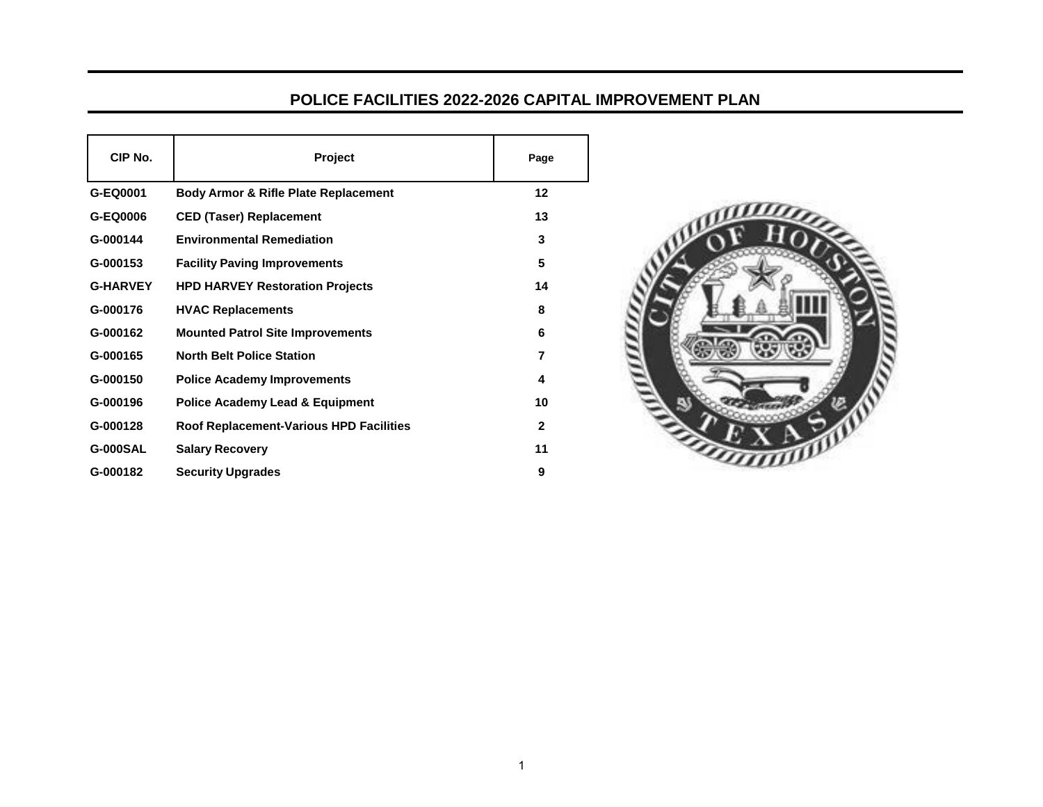# POLICE FACILITIES 2022-2026 CAPITAL IMPROVEMENT PLAN

| CIP No. | Project | Page |
| --- | --- | --- |
| G-EQ0001 | Body Armor & Rifle Plate Replacement | 12 |
| G-EQ0006 | CED (Taser) Replacement | 13 |
| G-000144 | Environmental Remediation | 3 |
| G-000153 | Facility Paving Improvements | 5 |
| G-HARVEY | HPD HARVEY Restoration Projects | 14 |
| G-000176 | HVAC Replacements | 8 |
| G-000162 | Mounted Patrol Site Improvements | 6 |
| G-000165 | North Belt Police Station | 7 |
| G-000150 | Police Academy Improvements | 4 |
| G-000196 | Police Academy Lead & Equipment | 10 |
| G-000128 | Roof Replacement-Various HPD Facilities | 2 |
| G-000SAL | Salary Recovery | 11 |
| G-000182 | Security Upgrades | 9 |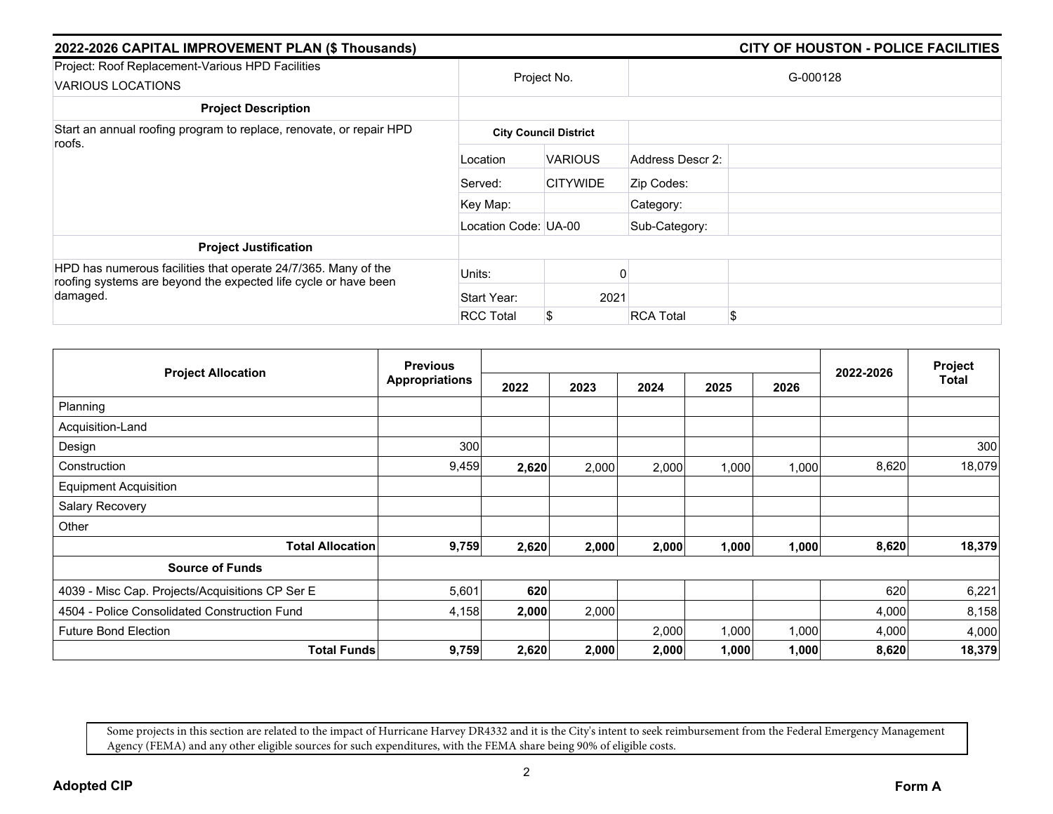## 2022-2026 CAPITAL IMPROVEMENT PLAN ($ Thousands)

## CITY OF HOUSTON - POLICE FACILITIES

| Project: Roof Replacement-Various HPD Facilities<br>VARIOUS LOCATIONS | Project No. | | G-000128 | |
|---|---|---|---|---|
| **Project Description** | | | | |
| Start an annual roofing program to replace, renovate, or repair HPD roofs. | **City Council District** | | | |
| | Location | VARIOUS | Address Descr 2: | |
| | Served: | CITYWIDE | Zip Codes: | |
| | Key Map: | | Category: | |
| | Location Code: | UA-00 | Sub-Category: | |
| **Project Justification** | | | | |
| HPD has numerous facilities that operate 24/7/365. Many of the roofing systems are beyond the expected life cycle or have been damaged. | Units: | 0 | | |
| | Start Year: | 2021 | | |
| | RCC Total | $ | RCA Total | $ |

| Project Allocation | Previous Appropriations | 2022 | 2023 | 2024 | 2025 | 2026 | 2022-2026 | Project Total |
|---|---|---|---|---|---|---|---|---|
| Planning | | | | | | | | |
| Acquisition-Land | | | | | | | | |
| Design | 300 | | | | | | | 300 |
| Construction | 9,459 | **2,620** | 2,000 | 2,000 | 1,000 | 1,000 | 8,620 | 18,079 |
| Equipment Acquisition | | | | | | | | |
| Salary Recovery | | | | | | | | |
| Other | | | | | | | | |
| **Total Allocation** | **9,759** | **2,620** | **2,000** | **2,000** | **1,000** | **1,000** | **8,620** | **18,379** |
| **Source of Funds** | | | | | | | | |
| 4039 - Misc Cap. Projects/Acquisitions CP Ser E | 5,601 | **620** | | | | | 620 | 6,221 |
| 4504 - Police Consolidated Construction Fund | 4,158 | **2,000** | 2,000 | | | | 4,000 | 8,158 |
| Future Bond Election | | | | 2,000 | 1,000 | 1,000 | 4,000 | 4,000 |
| **Total Funds** | **9,759** | **2,620** | **2,000** | **2,000** | **1,000** | **1,000** | **8,620** | **18,379** |

Some projects in this section are related to the impact of Hurricane Harvey DR4332 and it is the City's intent to seek reimbursement from the Federal Emergency Management Agency (FEMA) and any other eligible sources for such expenditures, with the FEMA share being 90% of eligible costs.

**Adopted CIP** **Form A**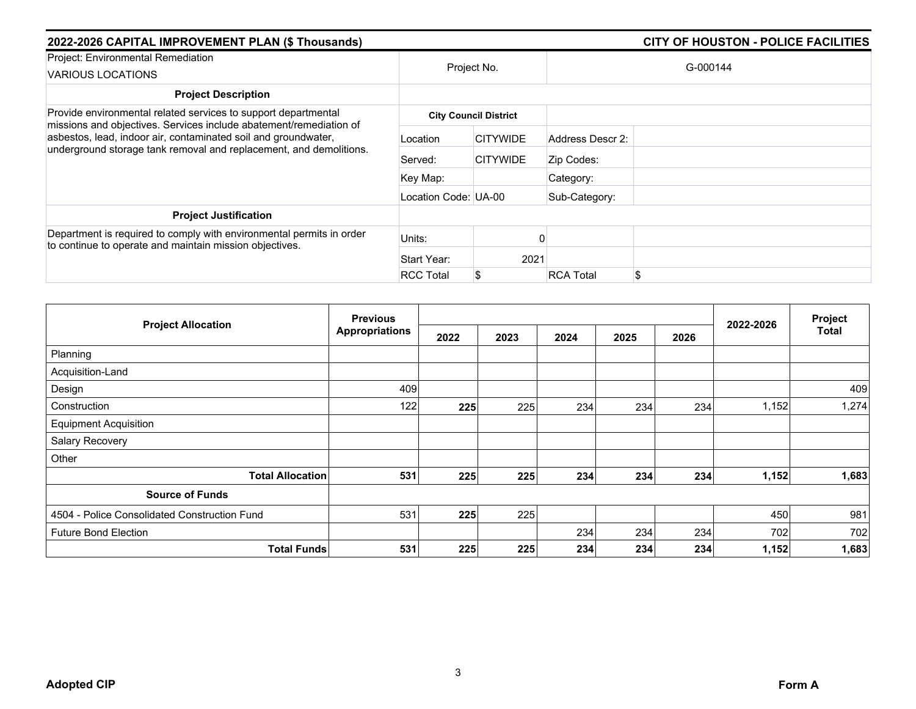## 2022-2026 CAPITAL IMPROVEMENT PLAN ($ Thousands)

## CITY OF HOUSTON - POLICE FACILITIES

| Project: Environmental Remediation<br>VARIOUS LOCATIONS | Project No. | | G-000144 | |
|---|---|---|---|---|
| **Project Description** | | | | |
| Provide environmental related services to support departmental missions and objectives. Services include abatement/remediation of asbestos, lead, indoor air, contaminated soil and groundwater, underground storage tank removal and replacement, and demolitions. | **City Council District** | | | |
| | Location | CITYWIDE | Address Descr 2: | |
| | Served: | CITYWIDE | Zip Codes: | |
| | Key Map: | | Category: | |
| | Location Code: | UA-00 | Sub-Category: | |
| **Project Justification** | | | | |
| Department is required to comply with environmental permits in order to continue to operate and maintain mission objectives. | Units: | 0 | | |
| | Start Year: | 2021 | | |
| | RCC Total | $ | RCA Total | $ |

| Project Allocation | Previous Appropriations | 2022 | 2023 | 2024 | 2025 | 2026 | 2022-2026 | Project Total |
|---|---|---|---|---|---|---|---|---|
| Planning | | | | | | | | |
| Acquisition-Land | | | | | | | | |
| Design | 409 | | | | | | | 409 |
| Construction | 122 | **225** | 225 | 234 | 234 | 234 | 1,152 | 1,274 |
| Equipment Acquisition | | | | | | | | |
| Salary Recovery | | | | | | | | |
| Other | | | | | | | | |
| **Total Allocation** | **531** | **225** | **225** | **234** | **234** | **234** | **1,152** | **1,683** |
| **Source of Funds** | | | | | | | | |
| 4504 - Police Consolidated Construction Fund | 531 | **225** | 225 | | | | 450 | 981 |
| Future Bond Election | | | | 234 | 234 | 234 | 702 | 702 |
| **Total Funds** | **531** | **225** | **225** | **234** | **234** | **234** | **1,152** | **1,683** |

**Adopted CIP** **Form A**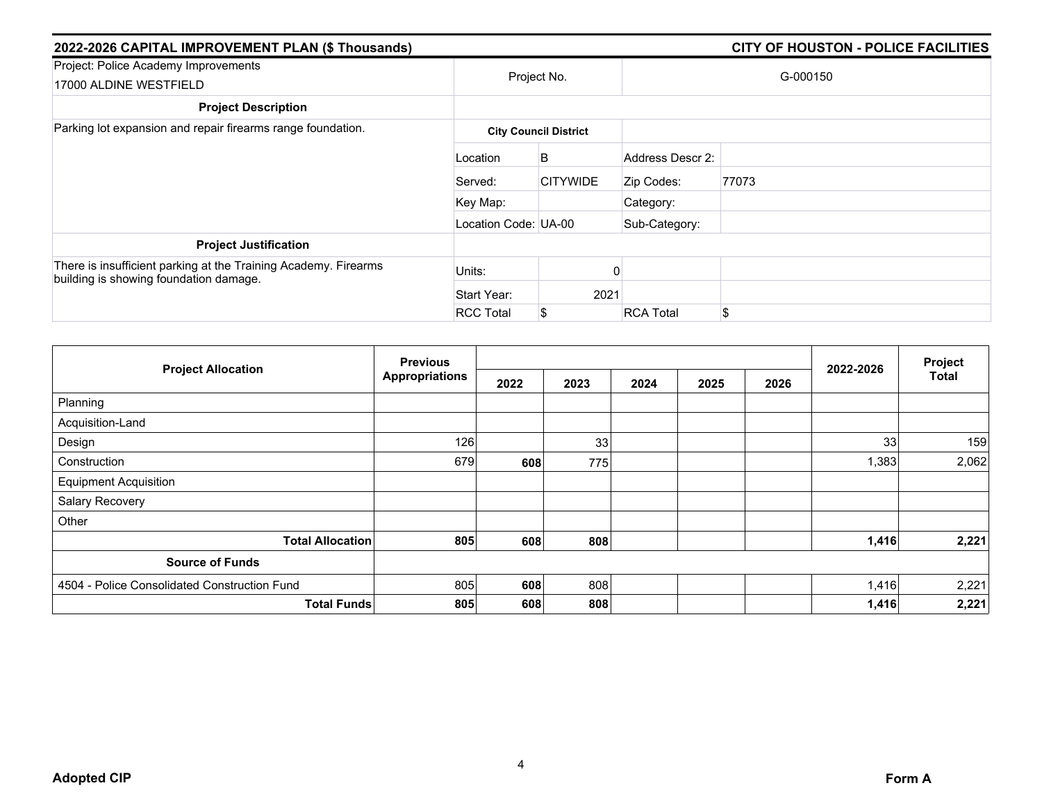## 2022-2026 CAPITAL IMPROVEMENT PLAN ($ Thousands) — CITY OF HOUSTON - POLICE FACILITIES

| Project: Police Academy Improvements<br>17000 ALDINE WESTFIELD | Project No. | | G-000150 | |
|---|---|---|---|---|
| **Project Description** | | | | |
| Parking lot expansion and repair firearms range foundation. | **City Council District** | | | |
| | Location | B | Address Descr 2: | |
| | Served: | CITYWIDE | Zip Codes: | 77073 |
| | Key Map: | | Category: | |
| | Location Code: | UA-00 | Sub-Category: | |
| **Project Justification** | | | | |
| There is insufficient parking at the Training Academy. Firearms building is showing foundation damage. | Units: | 0 | | |
| | Start Year: | 2021 | | |
| | RCC Total | $ | RCA Total | $ |

| Project Allocation | Previous Appropriations | 2022 | 2023 | 2024 | 2025 | 2026 | 2022-2026 | Project Total |
|---|---|---|---|---|---|---|---|---|
| Planning | | | | | | | | |
| Acquisition-Land | | | | | | | | |
| Design | 126 | | 33 | | | | 33 | 159 |
| Construction | 679 | **608** | 775 | | | | 1,383 | 2,062 |
| Equipment Acquisition | | | | | | | | |
| Salary Recovery | | | | | | | | |
| Other | | | | | | | | |
| **Total Allocation** | **805** | **608** | **808** | | | | **1,416** | **2,221** |
| **Source of Funds** | | | | | | | | |
| 4504 - Police Consolidated Construction Fund | 805 | **608** | 808 | | | | 1,416 | 2,221 |
| **Total Funds** | **805** | **608** | **808** | | | | **1,416** | **2,221** |

**Adopted CIP** — **Form A**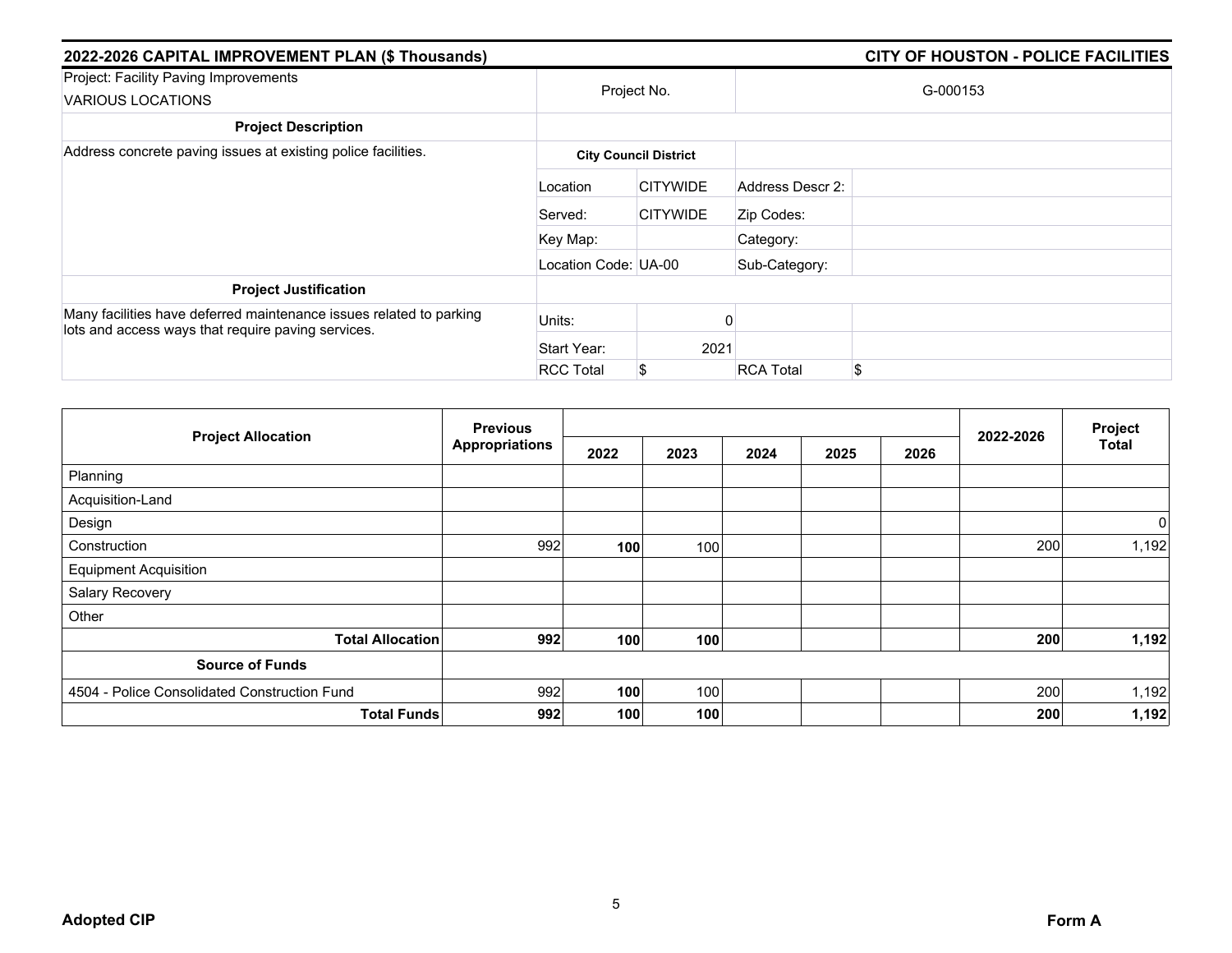## 2022-2026 CAPITAL IMPROVEMENT PLAN ($ Thousands)

## CITY OF HOUSTON - POLICE FACILITIES

| Project: Facility Paving Improvements<br>VARIOUS LOCATIONS | Project No. | | G-000153 | |
|---|---|---|---|---|
| **Project Description** | | | | |
| Address concrete paving issues at existing police facilities. | **City Council District** | | | |
| | Location | CITYWIDE | Address Descr 2: | |
| | Served: | CITYWIDE | Zip Codes: | |
| | Key Map: | | Category: | |
| | Location Code: | UA-00 | Sub-Category: | |
| **Project Justification** | | | | |
| Many facilities have deferred maintenance issues related to parking lots and access ways that require paving services. | Units: | 0 | | |
| | Start Year: | 2021 | | |
| | RCC Total | $ | RCA Total | $ |

| Project Allocation | Previous Appropriations | 2022 | 2023 | 2024 | 2025 | 2026 | 2022-2026 | Project Total |
|---|---|---|---|---|---|---|---|---|
| Planning | | | | | | | | |
| Acquisition-Land | | | | | | | | |
| Design | | | | | | | | 0 |
| Construction | 992 | **100** | 100 | | | | 200 | 1,192 |
| Equipment Acquisition | | | | | | | | |
| Salary Recovery | | | | | | | | |
| Other | | | | | | | | |
| **Total Allocation** | **992** | **100** | **100** | | | | **200** | **1,192** |
| **Source of Funds** | | | | | | | | |
| 4504 - Police Consolidated Construction Fund | 992 | **100** | 100 | | | | 200 | 1,192 |
| **Total Funds** | **992** | **100** | **100** | | | | **200** | **1,192** |

**Adopted CIP**

**Form A**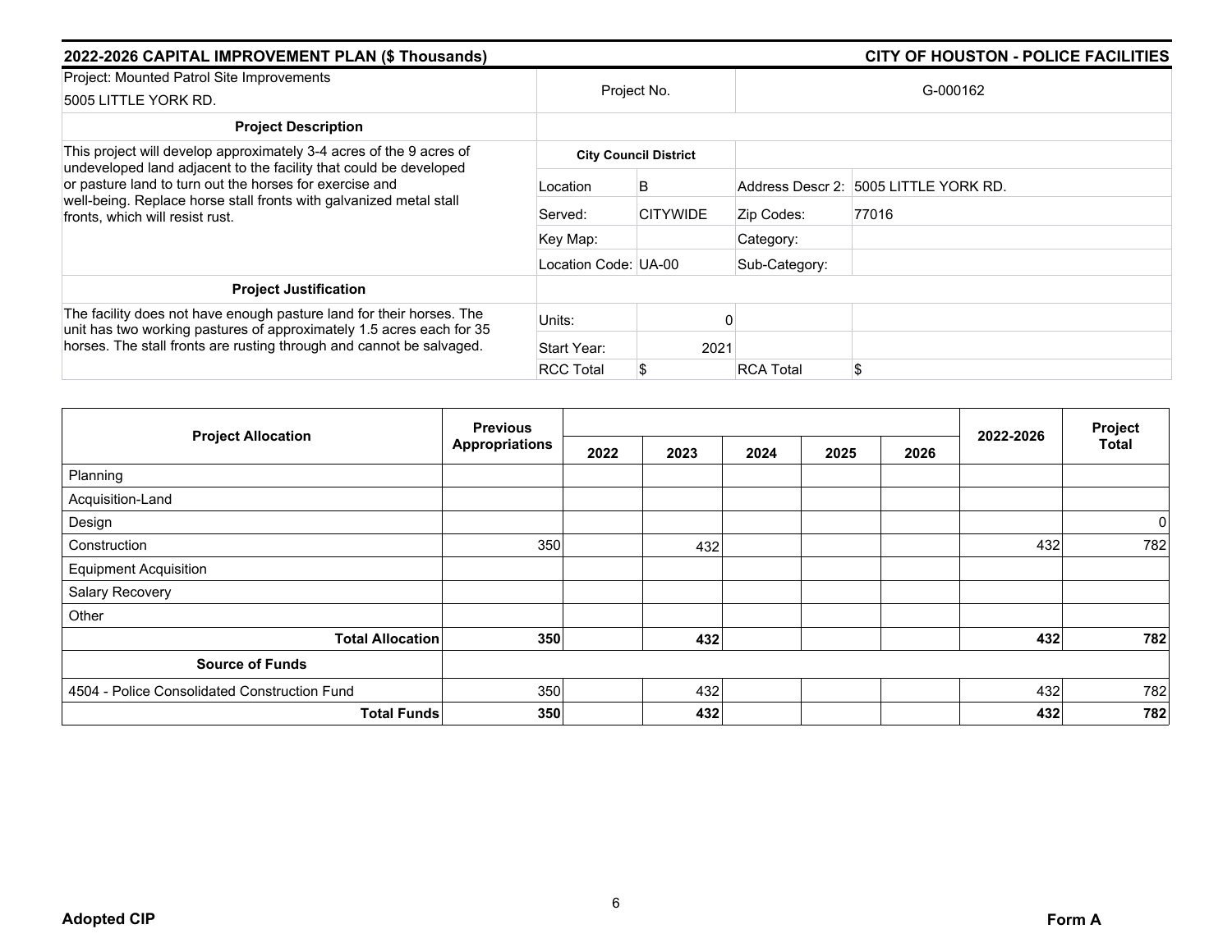## 2022-2026 CAPITAL IMPROVEMENT PLAN ($ Thousands) — CITY OF HOUSTON - POLICE FACILITIES

| Project: Mounted Patrol Site Improvements<br>5005 LITTLE YORK RD. | Project No. | | G-000162 | |
|---|---|---|---|---|
| **Project Description** | | | | |
| This project will develop approximately 3-4 acres of the 9 acres of undeveloped land adjacent to the facility that could be developed or pasture land to turn out the horses for exercise and well-being. Replace horse stall fronts with galvanized metal stall fronts, which will resist rust. | **City Council District** | | | |
| | Location | B | Address Descr 2: | 5005 LITTLE YORK RD. |
| | Served: | CITYWIDE | Zip Codes: | 77016 |
| | Key Map: | | Category: | |
| | Location Code: | UA-00 | Sub-Category: | |
| **Project Justification** | | | | |
| The facility does not have enough pasture land for their horses. The unit has two working pastures of approximately 1.5 acres each for 35 horses. The stall fronts are rusting through and cannot be salvaged. | Units: | 0 | | |
| | Start Year: | 2021 | | |
| | RCC Total | $ | RCA Total | $ |

| Project Allocation | Previous Appropriations | 2022 | 2023 | 2024 | 2025 | 2026 | 2022-2026 | Project Total |
|---|---|---|---|---|---|---|---|---|
| Planning | | | | | | | | |
| Acquisition-Land | | | | | | | | |
| Design | | | | | | | | 0 |
| Construction | 350 | | 432 | | | | 432 | 782 |
| Equipment Acquisition | | | | | | | | |
| Salary Recovery | | | | | | | | |
| Other | | | | | | | | |
| **Total Allocation** | **350** | | **432** | | | | **432** | **782** |
| **Source of Funds** | | | | | | | | |
| 4504 - Police Consolidated Construction Fund | 350 | | 432 | | | | 432 | 782 |
| **Total Funds** | **350** | | **432** | | | | **432** | **782** |

**Adopted CIP** — **Form A**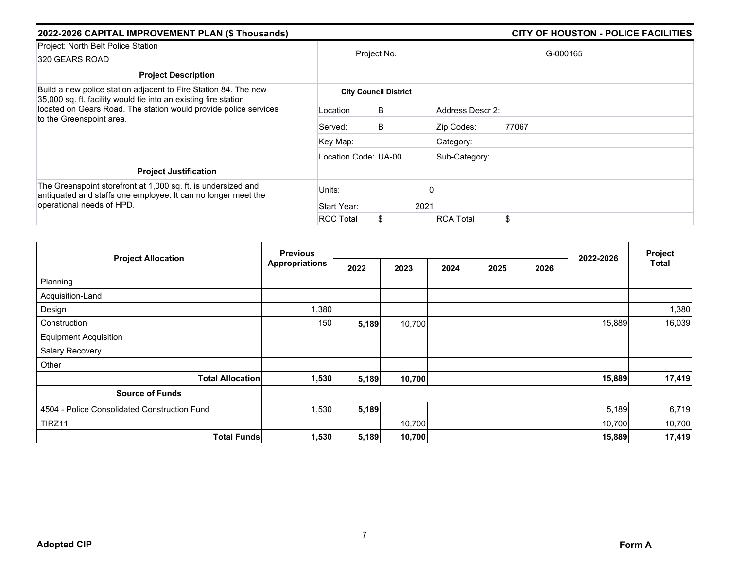## 2022-2026 CAPITAL IMPROVEMENT PLAN ($ Thousands) — CITY OF HOUSTON - POLICE FACILITIES

| Project: North Belt Police Station<br>320 GEARS ROAD | Project No. | | G-000165 | |
|---|---|---|---|---|
| **Project Description** | | | | |
| Build a new police station adjacent to Fire Station 84. The new 35,000 sq. ft. facility would tie into an existing fire station located on Gears Road. The station would provide police services to the Greenspoint area. | **City Council District** | | | |
| | Location | B | Address Descr 2: | |
| | Served: | B | Zip Codes: | 77067 |
| | Key Map: | | Category: | |
| | Location Code: | UA-00 | Sub-Category: | |
| **Project Justification** | | | | |
| The Greenspoint storefront at 1,000 sq. ft. is undersized and antiquated and staffs one employee. It can no longer meet the operational needs of HPD. | Units: | 0 | | |
| | Start Year: | 2021 | | |
| | RCC Total | $ | RCA Total | $ |

| Project Allocation | Previous Appropriations | 2022 | 2023 | 2024 | 2025 | 2026 | 2022-2026 | Project Total |
|---|---|---|---|---|---|---|---|---|
| Planning | | | | | | | | |
| Acquisition-Land | | | | | | | | |
| Design | 1,380 | | | | | | | 1,380 |
| Construction | 150 | **5,189** | 10,700 | | | | 15,889 | 16,039 |
| Equipment Acquisition | | | | | | | | |
| Salary Recovery | | | | | | | | |
| Other | | | | | | | | |
| **Total Allocation** | **1,530** | **5,189** | **10,700** | | | | **15,889** | **17,419** |
| **Source of Funds** | | | | | | | | |
| 4504 - Police Consolidated Construction Fund | 1,530 | **5,189** | | | | | 5,189 | 6,719 |
| TIRZ11 | | | 10,700 | | | | 10,700 | 10,700 |
| **Total Funds** | **1,530** | **5,189** | **10,700** | | | | **15,889** | **17,419** |

**Adopted CIP** — **Form A**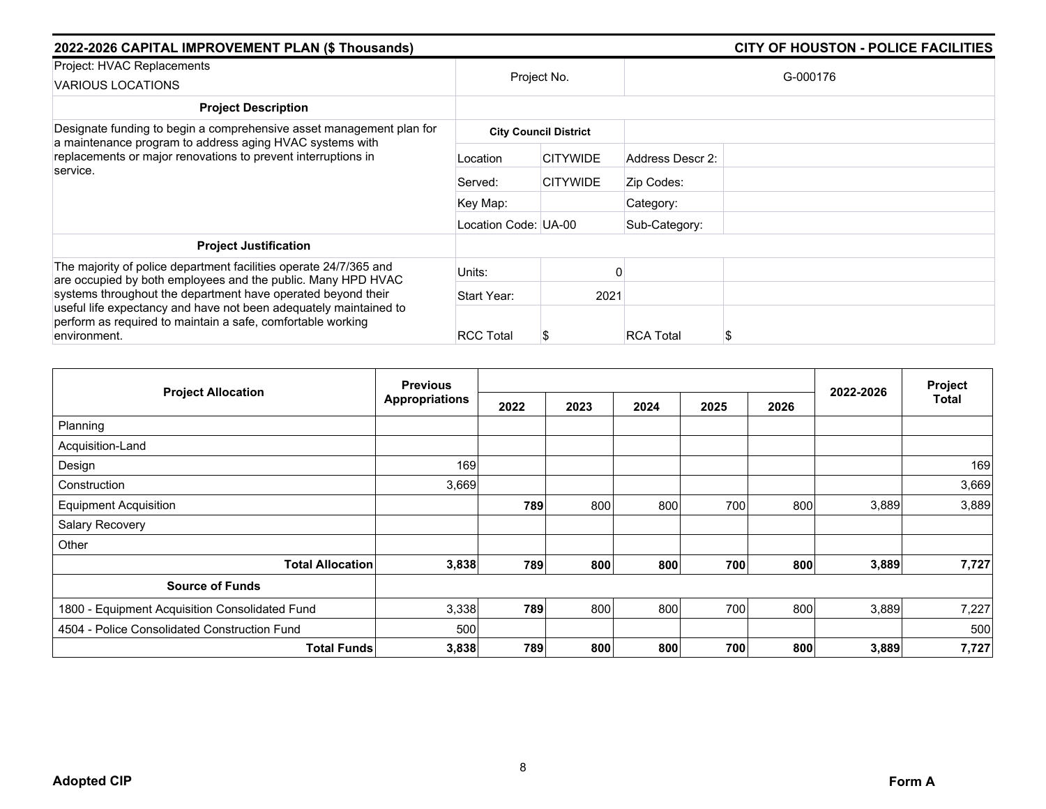## 2022-2026 CAPITAL IMPROVEMENT PLAN ($ Thousands) — CITY OF HOUSTON - POLICE FACILITIES

| Project: HVAC Replacements<br>VARIOUS LOCATIONS | Project No. | G-000176 | | |
|---|---|---|---|---|
| **Project Description** | | | | |
| Designate funding to begin a comprehensive asset management plan for a maintenance program to address aging HVAC systems with replacements or major renovations to prevent interruptions in service. | **City Council District** | | | |
| | Location | CITYWIDE | Address Descr 2: | |
| | Served: | CITYWIDE | Zip Codes: | |
| | Key Map: | | Category: | |
| | Location Code: UA-00 | | Sub-Category: | |
| **Project Justification** | | | | |
| The majority of police department facilities operate 24/7/365 and are occupied by both employees and the public. Many HPD HVAC systems throughout the department have operated beyond their useful life expectancy and have not been adequately maintained to perform as required to maintain a safe, comfortable working environment. | Units: | 0 | | |
| | Start Year: | 2021 | | |
| | RCC Total | $ | RCA Total | $ |

| Project Allocation | Previous Appropriations | 2022 | 2023 | 2024 | 2025 | 2026 | 2022-2026 | Project Total |
|---|---|---|---|---|---|---|---|---|
| Planning | | | | | | | | |
| Acquisition-Land | | | | | | | | |
| Design | 169 | | | | | | | 169 |
| Construction | 3,669 | | | | | | | 3,669 |
| Equipment Acquisition | | **789** | 800 | 800 | 700 | 800 | 3,889 | 3,889 |
| Salary Recovery | | | | | | | | |
| Other | | | | | | | | |
| **Total Allocation** | **3,838** | **789** | **800** | **800** | **700** | **800** | **3,889** | **7,727** |
| **Source of Funds** | | | | | | | | |
| 1800 - Equipment Acquisition Consolidated Fund | 3,338 | **789** | 800 | 800 | 700 | 800 | 3,889 | 7,227 |
| 4504 - Police Consolidated Construction Fund | 500 | | | | | | | 500 |
| **Total Funds** | **3,838** | **789** | **800** | **800** | **700** | **800** | **3,889** | **7,727** |

**Adopted CIP** — **Form A**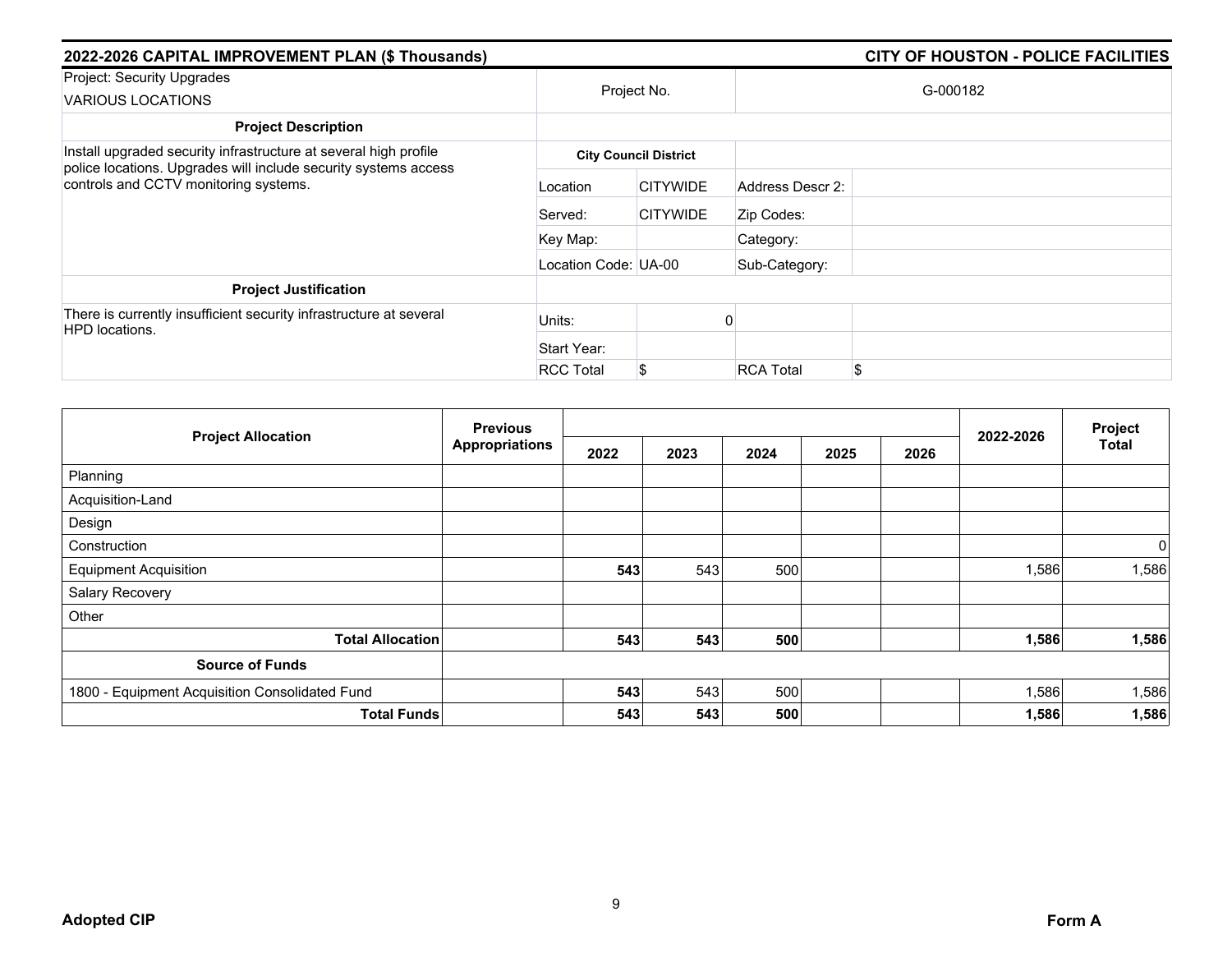## 2022-2026 CAPITAL IMPROVEMENT PLAN ($ Thousands)

## CITY OF HOUSTON - POLICE FACILITIES

| Project: Security Upgrades<br>VARIOUS LOCATIONS | Project No. | | G-000182 | |
|---|---|---|---|---|
| **Project Description** | | | | |
| Install upgraded security infrastructure at several high profile police locations. Upgrades will include security systems access controls and CCTV monitoring systems. | **City Council District** | | | |
| | Location | CITYWIDE | Address Descr 2: | |
| | Served: | CITYWIDE | Zip Codes: | |
| | Key Map: | | Category: | |
| | Location Code: | UA-00 | Sub-Category: | |
| **Project Justification** | | | | |
| There is currently insufficient security infrastructure at several HPD locations. | Units: | 0 | | |
| | Start Year: | | | |
| | RCC Total | $ | RCA Total | $ |

| Project Allocation | Previous Appropriations | 2022 | 2023 | 2024 | 2025 | 2026 | 2022-2026 | Project Total |
|---|---|---|---|---|---|---|---|---|
| Planning | | | | | | | | |
| Acquisition-Land | | | | | | | | |
| Design | | | | | | | | |
| Construction | | | | | | | | 0 |
| Equipment Acquisition | | **543** | 543 | 500 | | | 1,586 | 1,586 |
| Salary Recovery | | | | | | | | |
| Other | | | | | | | | |
| **Total Allocation** | | **543** | **543** | **500** | | | **1,586** | **1,586** |
| **Source of Funds** | | | | | | | | |
| 1800 - Equipment Acquisition Consolidated Fund | | **543** | 543 | 500 | | | 1,586 | 1,586 |
| **Total Funds** | | **543** | **543** | **500** | | | **1,586** | **1,586** |

**Adopted CIP**

**Form A**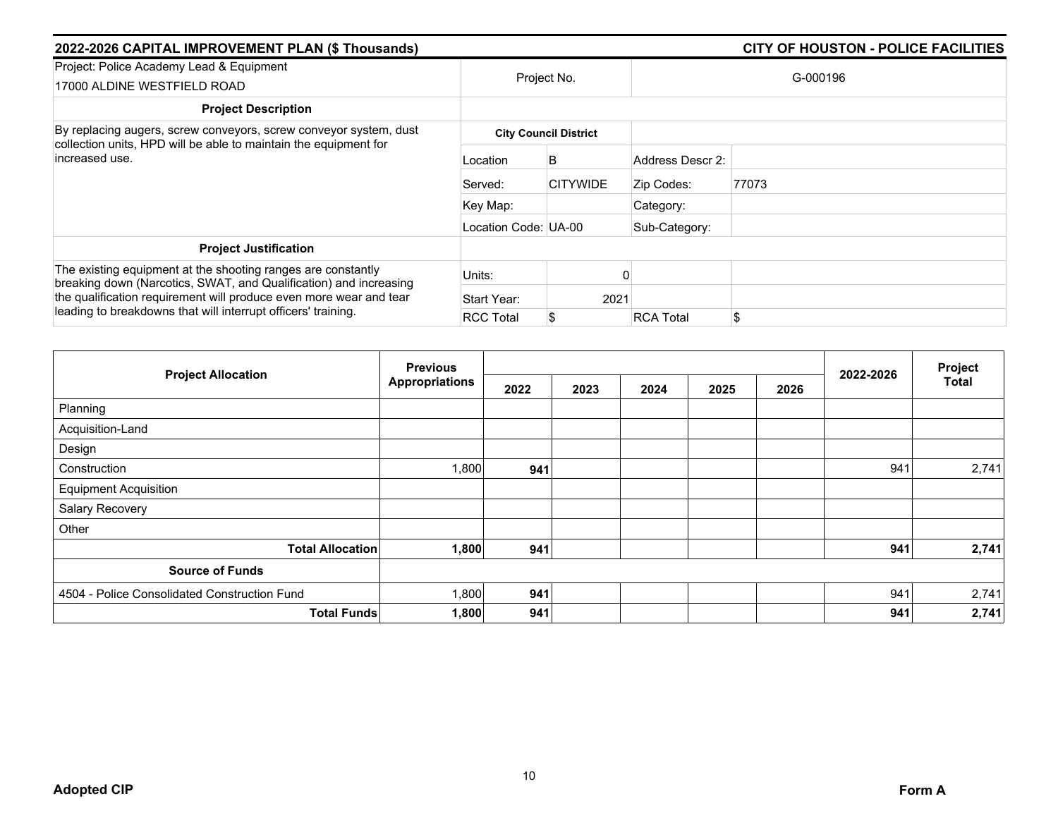## 2022-2026 CAPITAL IMPROVEMENT PLAN ($ Thousands) — CITY OF HOUSTON - POLICE FACILITIES

| Project: Police Academy Lead & Equipment<br>17000 ALDINE WESTFIELD ROAD | Project No. | | G-000196 | |
|---|---|---|---|---|
| **Project Description** | | | | |
| By replacing augers, screw conveyors, screw conveyor system, dust collection units, HPD will be able to maintain the equipment for increased use. | **City Council District** | | | |
| | Location | B | Address Descr 2: | |
| | Served: | CITYWIDE | Zip Codes: | 77073 |
| | Key Map: | | Category: | |
| | Location Code: | UA-00 | Sub-Category: | |
| **Project Justification** | | | | |
| The existing equipment at the shooting ranges are constantly breaking down (Narcotics, SWAT, and Qualification) and increasing the qualification requirement will produce even more wear and tear leading to breakdowns that will interrupt officers' training. | Units: | 0 | | |
| | Start Year: | 2021 | | |
| | RCC Total | $ | RCA Total | $ |

| Project Allocation | Previous Appropriations | 2022 | 2023 | 2024 | 2025 | 2026 | 2022-2026 | Project Total |
|---|---|---|---|---|---|---|---|---|
| Planning | | | | | | | | |
| Acquisition-Land | | | | | | | | |
| Design | | | | | | | | |
| Construction | 1,800 | **941** | | | | | 941 | 2,741 |
| Equipment Acquisition | | | | | | | | |
| Salary Recovery | | | | | | | | |
| Other | | | | | | | | |
| **Total Allocation** | **1,800** | **941** | | | | | **941** | **2,741** |
| **Source of Funds** | | | | | | | | |
| 4504 - Police Consolidated Construction Fund | 1,800 | **941** | | | | | 941 | 2,741 |
| **Total Funds** | **1,800** | **941** | | | | | **941** | **2,741** |

**Adopted CIP** — **Form A**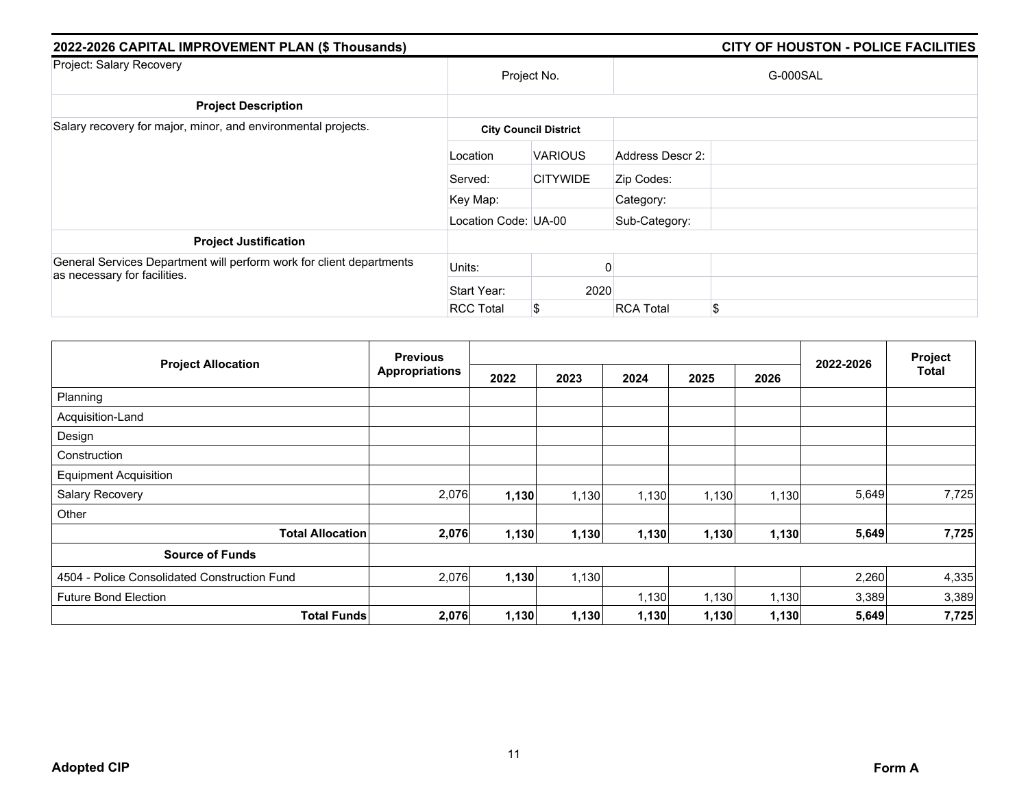## 2022-2026 CAPITAL IMPROVEMENT PLAN ($ Thousands) — CITY OF HOUSTON - POLICE FACILITIES

| Project: Salary Recovery | Project No. | | G-000SAL | |
|---|---|---|---|---|
| **Project Description** | | | | |
| Salary recovery for major, minor, and environmental projects. | **City Council District** | | | |
| | Location | VARIOUS | Address Descr 2: | |
| | Served: | CITYWIDE | Zip Codes: | |
| | Key Map: | | Category: | |
| | Location Code: UA-00 | | Sub-Category: | |
| **Project Justification** | | | | |
| General Services Department will perform work for client departments as necessary for facilities. | Units: | 0 | | |
| | Start Year: | 2020 | | |
| | RCC Total | $ | RCA Total | $ |

| Project Allocation | Previous Appropriations | 2022 | 2023 | 2024 | 2025 | 2026 | 2022-2026 | Project Total |
|---|---|---|---|---|---|---|---|---|
| Planning | | | | | | | | |
| Acquisition-Land | | | | | | | | |
| Design | | | | | | | | |
| Construction | | | | | | | | |
| Equipment Acquisition | | | | | | | | |
| Salary Recovery | 2,076 | **1,130** | 1,130 | 1,130 | 1,130 | 1,130 | 5,649 | 7,725 |
| Other | | | | | | | | |
| **Total Allocation** | **2,076** | **1,130** | **1,130** | **1,130** | **1,130** | **1,130** | **5,649** | **7,725** |
| **Source of Funds** | | | | | | | | |
| 4504 - Police Consolidated Construction Fund | 2,076 | **1,130** | 1,130 | | | | 2,260 | 4,335 |
| Future Bond Election | | | | 1,130 | 1,130 | 1,130 | 3,389 | 3,389 |
| **Total Funds** | **2,076** | **1,130** | **1,130** | **1,130** | **1,130** | **1,130** | **5,649** | **7,725** |

**Adopted CIP** **Form A**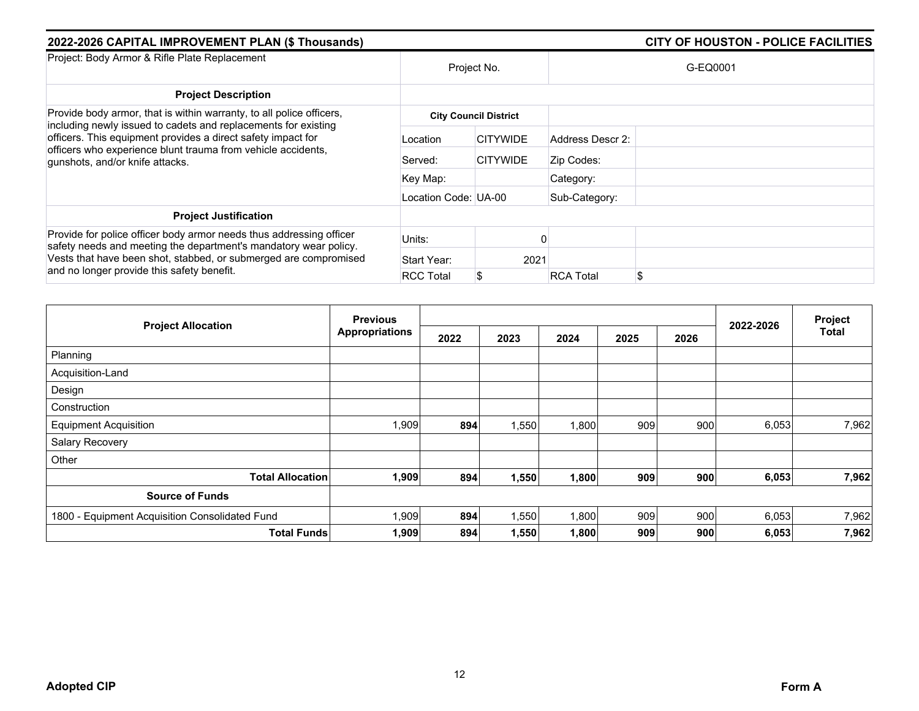## 2022-2026 CAPITAL IMPROVEMENT PLAN ($ Thousands) — CITY OF HOUSTON - POLICE FACILITIES

| Project: Body Armor & Rifle Plate Replacement | Project No. | | G-EQ0001 | |
|---|---|---|---|---|
| **Project Description** | | | | |
| Provide body armor, that is within warranty, to all police officers, including newly issued to cadets and replacements for existing officers. This equipment provides a direct safety impact for officers who experience blunt trauma from vehicle accidents, gunshots, and/or knife attacks. | **City Council District** | | | |
| | Location | CITYWIDE | Address Descr 2: | |
| | Served: | CITYWIDE | Zip Codes: | |
| | Key Map: | | Category: | |
| | Location Code: | UA-00 | Sub-Category: | |
| **Project Justification** | | | | |
| Provide for police officer body armor needs thus addressing officer safety needs and meeting the department's mandatory wear policy. Vests that have been shot, stabbed, or submerged are compromised and no longer provide this safety benefit. | Units: | 0 | | |
| | Start Year: | 2021 | | |
| | RCC Total | $ | RCA Total | $ |

| Project Allocation | Previous Appropriations | 2022 | 2023 | 2024 | 2025 | 2026 | 2022-2026 | Project Total |
|---|---|---|---|---|---|---|---|---|
| Planning | | | | | | | | |
| Acquisition-Land | | | | | | | | |
| Design | | | | | | | | |
| Construction | | | | | | | | |
| Equipment Acquisition | 1,909 | **894** | 1,550 | 1,800 | 909 | 900 | 6,053 | 7,962 |
| Salary Recovery | | | | | | | | |
| Other | | | | | | | | |
| **Total Allocation** | **1,909** | **894** | **1,550** | **1,800** | **909** | **900** | **6,053** | **7,962** |
| **Source of Funds** | | | | | | | | |
| 1800 - Equipment Acquisition Consolidated Fund | 1,909 | **894** | 1,550 | 1,800 | 909 | 900 | 6,053 | 7,962 |
| **Total Funds** | **1,909** | **894** | **1,550** | **1,800** | **909** | **900** | **6,053** | **7,962** |

**Adopted CIP** — **Form A**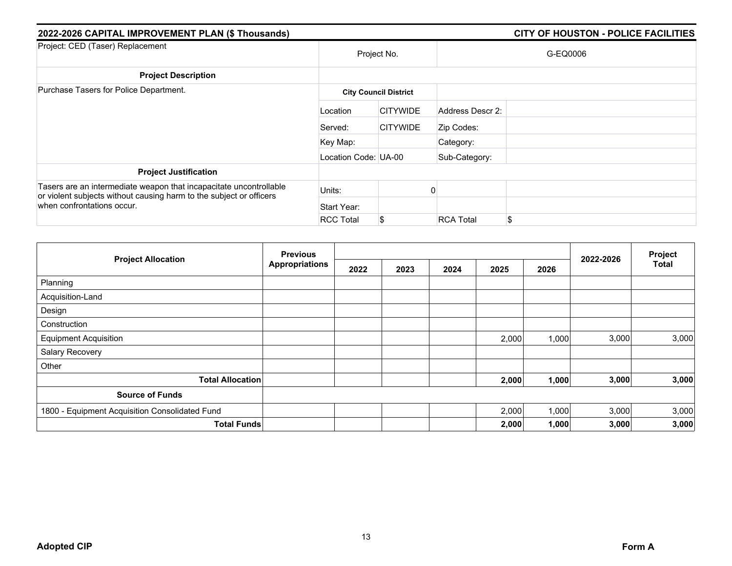## 2022-2026 CAPITAL IMPROVEMENT PLAN ($ Thousands) — CITY OF HOUSTON - POLICE FACILITIES

| Project: CED (Taser) Replacement | Project No. | | G-EQ0006 | |
|---|---|---|---|---|
| **Project Description** | | | | |
| Purchase Tasers for Police Department. | **City Council District** | | | |
| | Location | CITYWIDE | Address Descr 2: | |
| | Served: | CITYWIDE | Zip Codes: | |
| | Key Map: | | Category: | |
| | Location Code: UA-00 | | Sub-Category: | |
| **Project Justification** | | | | |
| Tasers are an intermediate weapon that incapacitate uncontrollable or violent subjects without causing harm to the subject or officers when confrontations occur. | Units: | 0 | | |
| | Start Year: | | | |
| | RCC Total | $ | RCA Total | $ |

| Project Allocation | Previous Appropriations | 2022 | 2023 | 2024 | 2025 | 2026 | 2022-2026 | Project Total |
|---|---|---|---|---|---|---|---|---|
| Planning | | | | | | | | |
| Acquisition-Land | | | | | | | | |
| Design | | | | | | | | |
| Construction | | | | | | | | |
| Equipment Acquisition | | | | | 2,000 | 1,000 | 3,000 | 3,000 |
| Salary Recovery | | | | | | | | |
| Other | | | | | | | | |
| **Total Allocation** | | | | | **2,000** | **1,000** | **3,000** | **3,000** |
| **Source of Funds** | | | | | | | | |
| 1800 - Equipment Acquisition Consolidated Fund | | | | | 2,000 | 1,000 | 3,000 | 3,000 |
| **Total Funds** | | | | | **2,000** | **1,000** | **3,000** | **3,000** |

**Adopted CIP** — **Form A**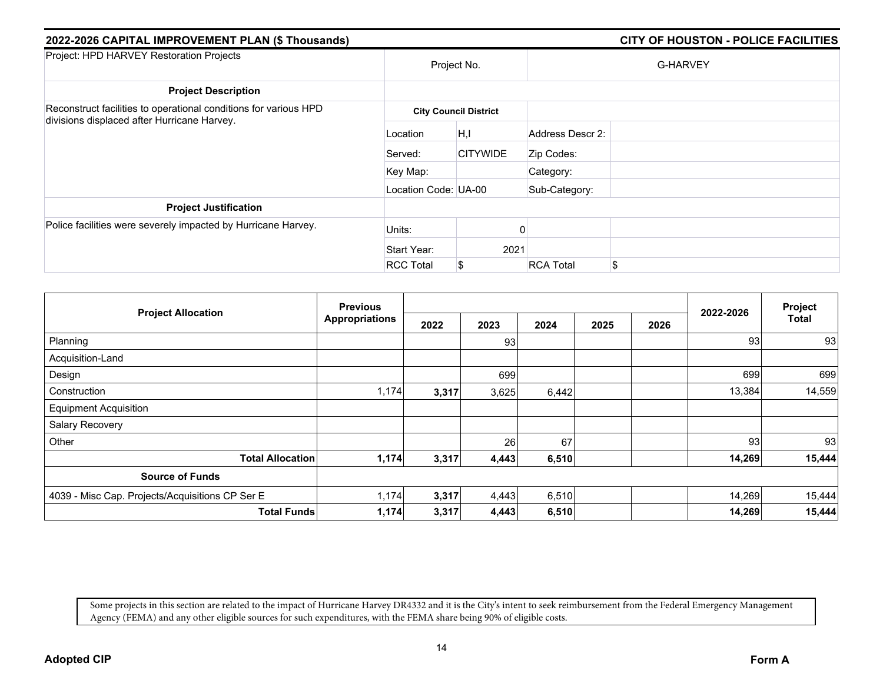## 2022-2026 CAPITAL IMPROVEMENT PLAN ($ Thousands)

## CITY OF HOUSTON - POLICE FACILITIES

| | | | | |
|---|---|---|---|---|
| Project: HPD HARVEY Restoration Projects | Project No. | | G-HARVEY | |
| **Project Description** | | | | |
| Reconstruct facilities to operational conditions for various HPD divisions displaced after Hurricane Harvey. | **City Council District** | | | |
| | Location | H,I | Address Descr 2: | |
| | Served: | CITYWIDE | Zip Codes: | |
| | Key Map: | | Category: | |
| | Location Code: | UA-00 | Sub-Category: | |
| **Project Justification** | | | | |
| Police facilities were severely impacted by Hurricane Harvey. | Units: | 0 | | |
| | Start Year: | 2021 | | |
| | RCC Total | $ | RCA Total | $ |

| Project Allocation | Previous Appropriations | 2022 | 2023 | 2024 | 2025 | 2026 | 2022-2026 | Project Total |
|---|---|---|---|---|---|---|---|---|
| Planning | | | 93 | | | | 93 | 93 |
| Acquisition-Land | | | | | | | | |
| Design | | | 699 | | | | 699 | 699 |
| Construction | 1,174 | **3,317** | 3,625 | 6,442 | | | 13,384 | 14,559 |
| Equipment Acquisition | | | | | | | | |
| Salary Recovery | | | | | | | | |
| Other | | | 26 | 67 | | | 93 | 93 |
| **Total Allocation** | **1,174** | **3,317** | **4,443** | **6,510** | | | **14,269** | **15,444** |
| **Source of Funds** | | | | | | | | |
| 4039 - Misc Cap. Projects/Acquisitions CP Ser E | 1,174 | **3,317** | 4,443 | 6,510 | | | 14,269 | 15,444 |
| **Total Funds** | **1,174** | **3,317** | **4,443** | **6,510** | | | **14,269** | **15,444** |

Some projects in this section are related to the impact of Hurricane Harvey DR4332 and it is the City's intent to seek reimbursement from the Federal Emergency Management Agency (FEMA) and any other eligible sources for such expenditures, with the FEMA share being 90% of eligible costs.

Adopted CIP

Form A